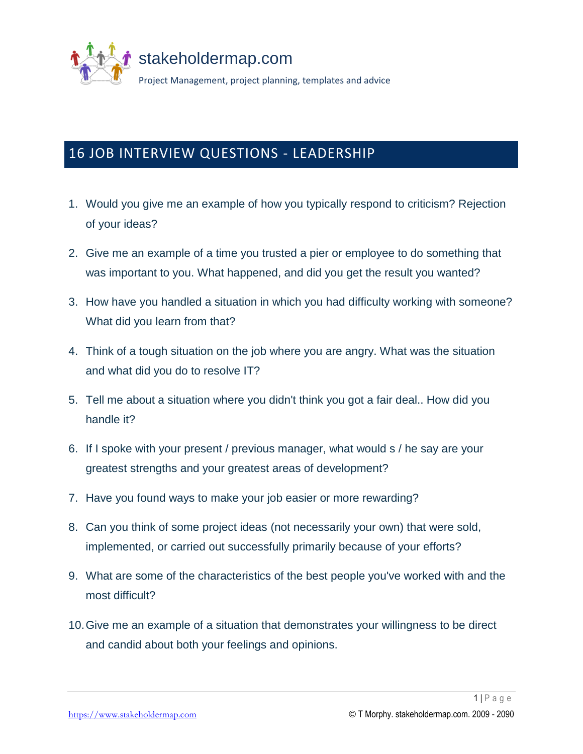stakeholdermap.com

Project Management, project planning, templates and advice

# 16 JOB INTERVIEW QUESTIONS - LEADERSHIP

1. Would you give me an example of how you typically respond to criticism? Rejection of your ideas?
2. Give me an example of a time you trusted a pier or employee to do something that was important to you. What happened, and did you get the result you wanted?
3. How have you handled a situation in which you had difficulty working with someone? What did you learn from that?
4. Think of a tough situation on the job where you are angry. What was the situation and what did you do to resolve IT?
5. Tell me about a situation where you didn't think you got a fair deal.. How did you handle it?
6. If I spoke with your present / previous manager, what would s / he say are your greatest strengths and your greatest areas of development?
7. Have you found ways to make your job easier or more rewarding?
8. Can you think of some project ideas (not necessarily your own) that were sold, implemented, or carried out successfully primarily because of your efforts?
9. What are some of the characteristics of the best people you've worked with and the most difficult?
10. Give me an example of a situation that demonstrates your willingness to be direct and candid about both your feelings and opinions.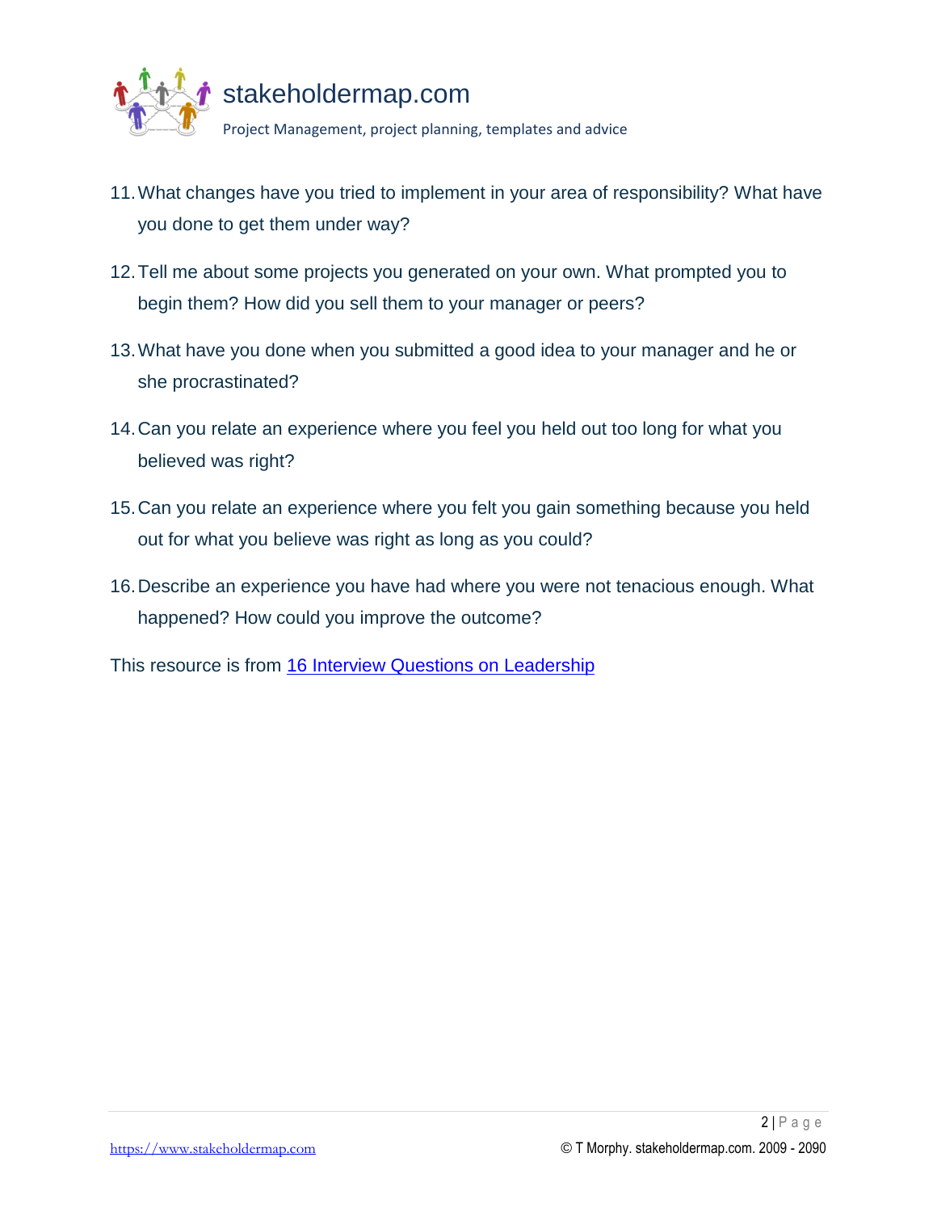11. What changes have you tried to implement in your area of responsibility? What have you done to get them under way?
12. Tell me about some projects you generated on your own. What prompted you to begin them? How did you sell them to your manager or peers?
13. What have you done when you submitted a good idea to your manager and he or she procrastinated?
14. Can you relate an experience where you feel you held out too long for what you believed was right?
15. Can you relate an experience where you felt you gain something because you held out for what you believe was right as long as you could?
16. Describe an experience you have had where you were not tenacious enough. What happened? How could you improve the outcome?

This resource is from [16 Interview Questions on Leadership]()